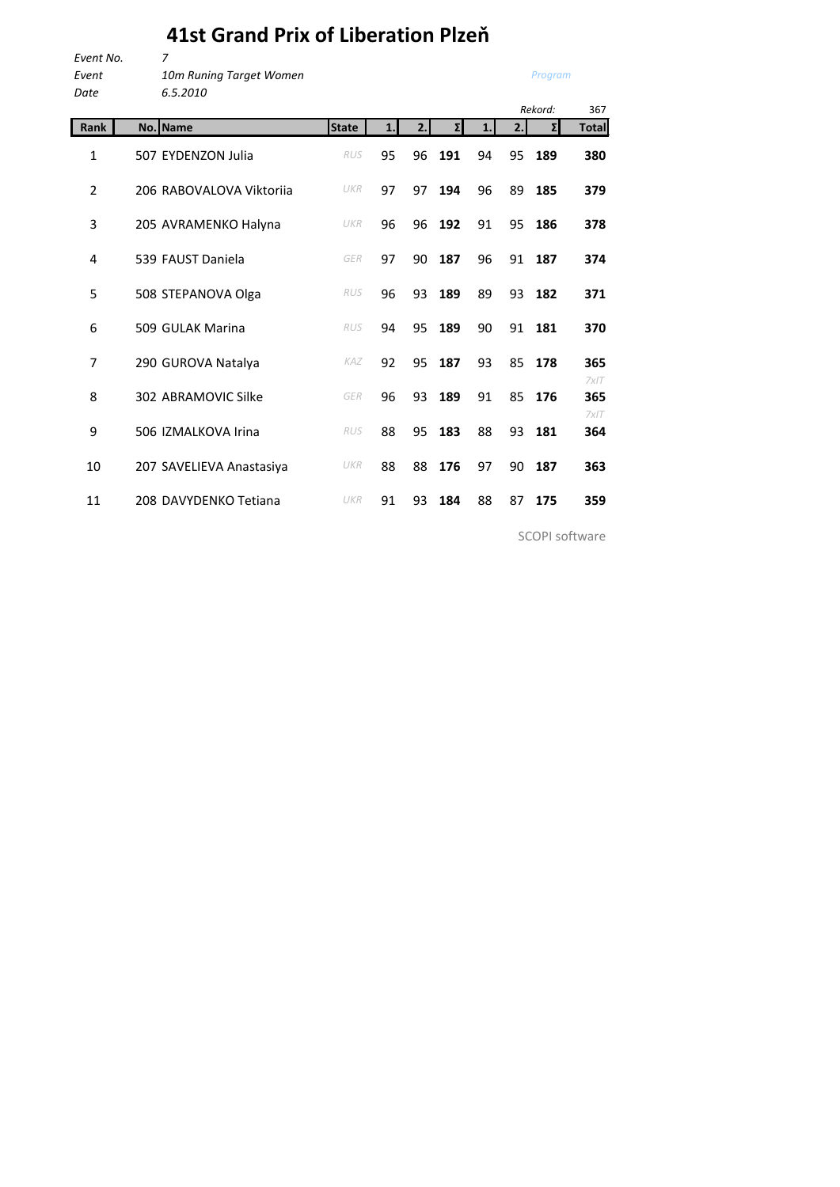# 41st Grand Prix of Liberation Plzeň

*Event No.* 7
*Event* *10m Runing Target Women* *Program*
*Date* *6.5.2010*

*Rekord:* 367

| Rank | No. | Name | State | 1. | 2. | Σ | 1. | 2. | Σ | Total |
|---|---|---|---|---|---|---|---|---|---|---|
| 1 | 507 | EYDENZON Julia | *RUS* | 95 | 96 | **191** | 94 | 95 | **189** | **380** |
| 2 | 206 | RABOVALOVA Viktoriia | *UKR* | 97 | 97 | **194** | 96 | 89 | **185** | **379** |
| 3 | 205 | AVRAMENKO Halyna | *UKR* | 96 | 96 | **192** | 91 | 95 | **186** | **378** |
| 4 | 539 | FAUST Daniela | *GER* | 97 | 90 | **187** | 96 | 91 | **187** | **374** |
| 5 | 508 | STEPANOVA Olga | *RUS* | 96 | 93 | **189** | 89 | 93 | **182** | **371** |
| 6 | 509 | GULAK Marina | *RUS* | 94 | 95 | **189** | 90 | 91 | **181** | **370** |
| 7 | 290 | GUROVA Natalya | *KAZ* | 92 | 95 | **187** | 93 | 85 | **178** | **365** *7xIT* |
| 8 | 302 | ABRAMOVIC Silke | *GER* | 96 | 93 | **189** | 91 | 85 | **176** | **365** *7xIT* |
| 9 | 506 | IZMALKOVA Irina | *RUS* | 88 | 95 | **183** | 88 | 93 | **181** | **364** |
| 10 | 207 | SAVELIEVA Anastasiya | *UKR* | 88 | 88 | **176** | 97 | 90 | **187** | **363** |
| 11 | 208 | DAVYDENKO Tetiana | *UKR* | 91 | 93 | **184** | 88 | 87 | **175** | **359** |

SCOPI software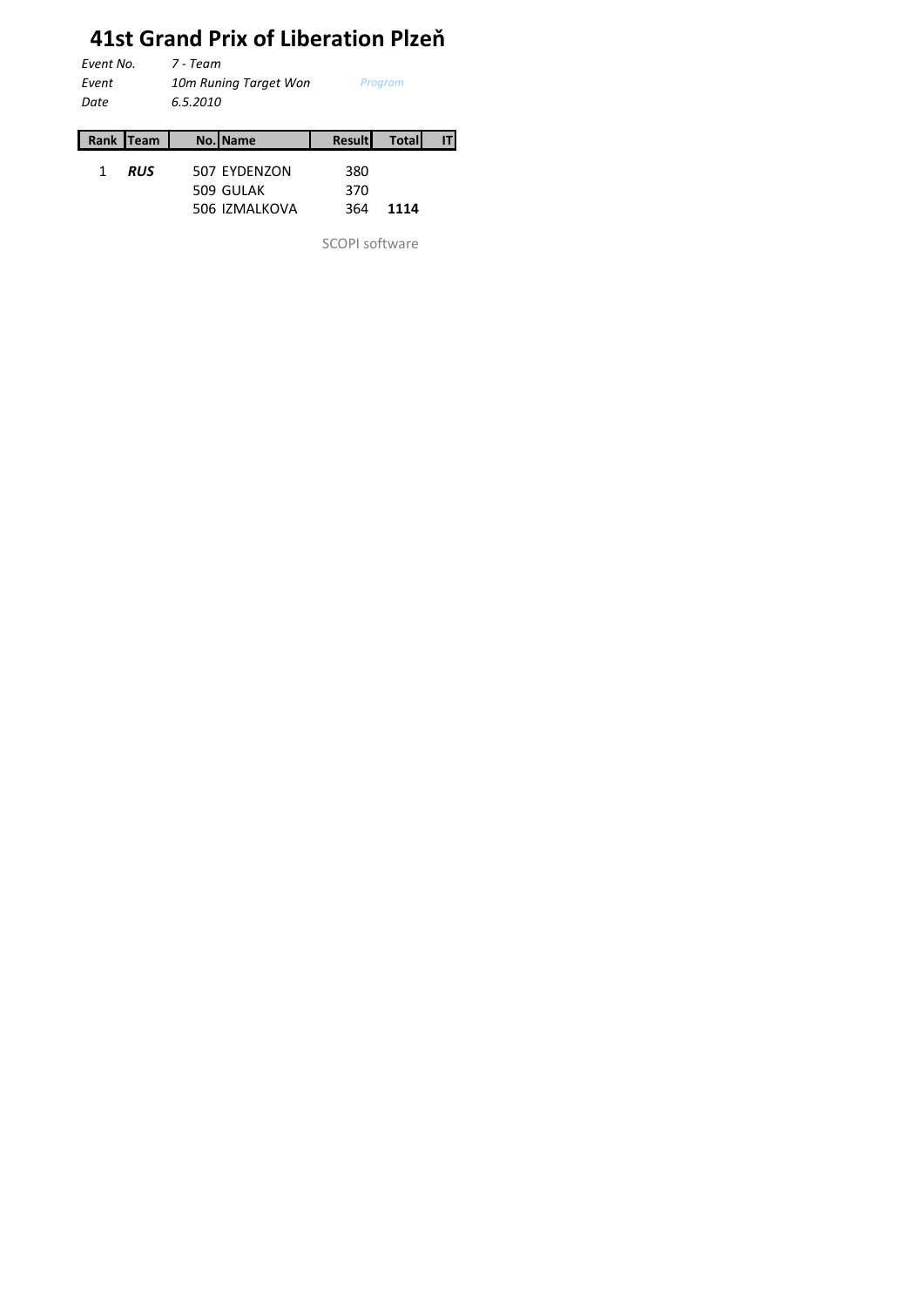# 41st Grand Prix of Liberation Plzeň

| | | |
|---|---|---|
| *Event No.* | *7 - Team* | |
| *Event* | *10m Runing Target Won* | *Program* |
| *Date* | *6.5.2010* | |

| Rank | Team | No. | Name | Result | Total | IT |
|---|---|---|---|---|---|---|
| 1 | ***RUS*** | 507 | EYDENZON | 380 | | |
| | | 509 | GULAK | 370 | | |
| | | 506 | IZMALKOVA | 364 | **1114** | |

SCOPI software